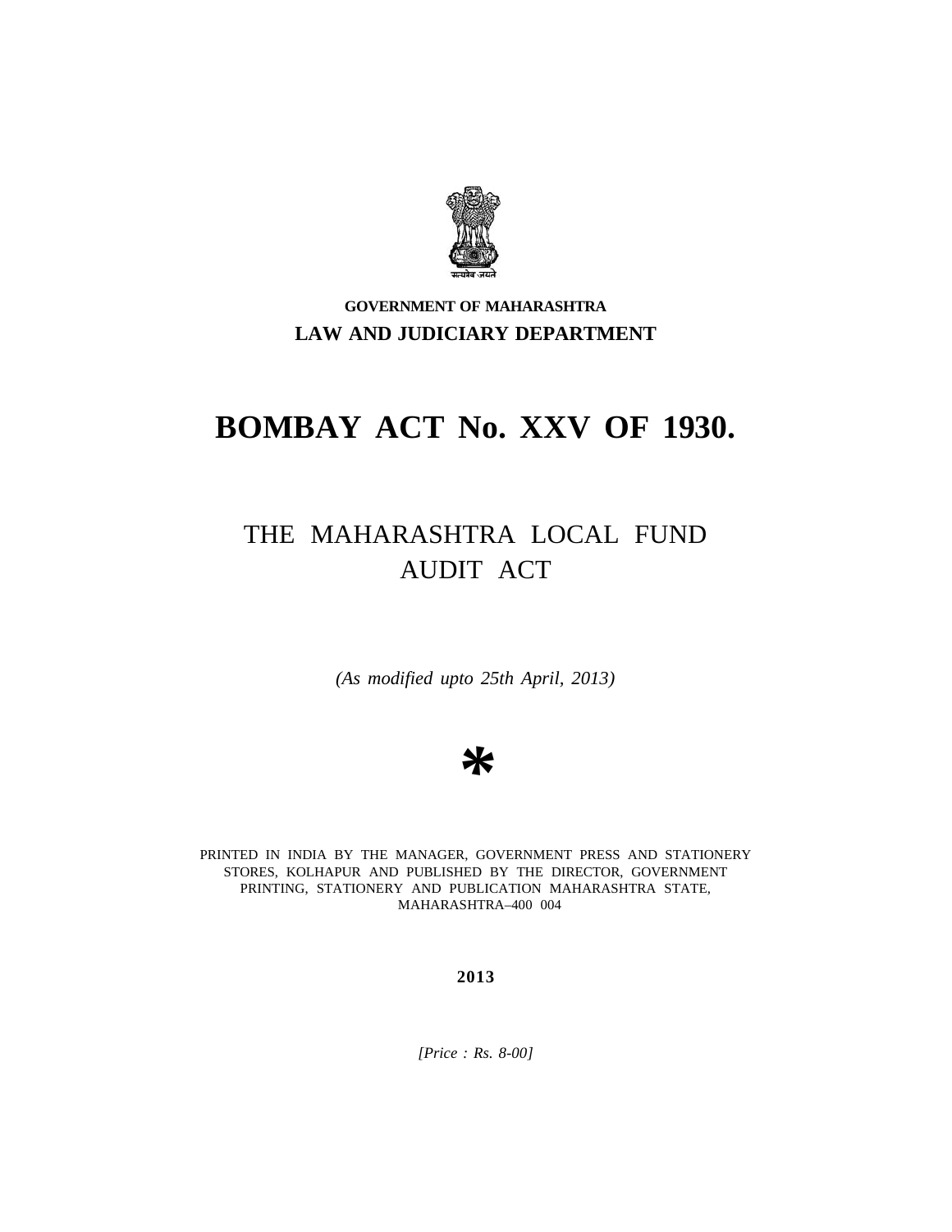सत्यमेव जयते

**GOVERNMENT OF MAHARASHTRA**

**LAW AND JUDICIARY DEPARTMENT**

# BOMBAY ACT No. XXV OF 1930.

## THE MAHARASHTRA LOCAL FUND AUDIT ACT

*(As modified upto 25th April, 2013)*

*

PRINTED IN INDIA BY THE MANAGER, GOVERNMENT PRESS AND STATIONERY STORES, KOLHAPUR AND PUBLISHED BY THE DIRECTOR, GOVERNMENT PRINTING, STATIONERY AND PUBLICATION MAHARASHTRA STATE, MAHARASHTRA–400 004

**2013**

*[Price : Rs. 8-00]*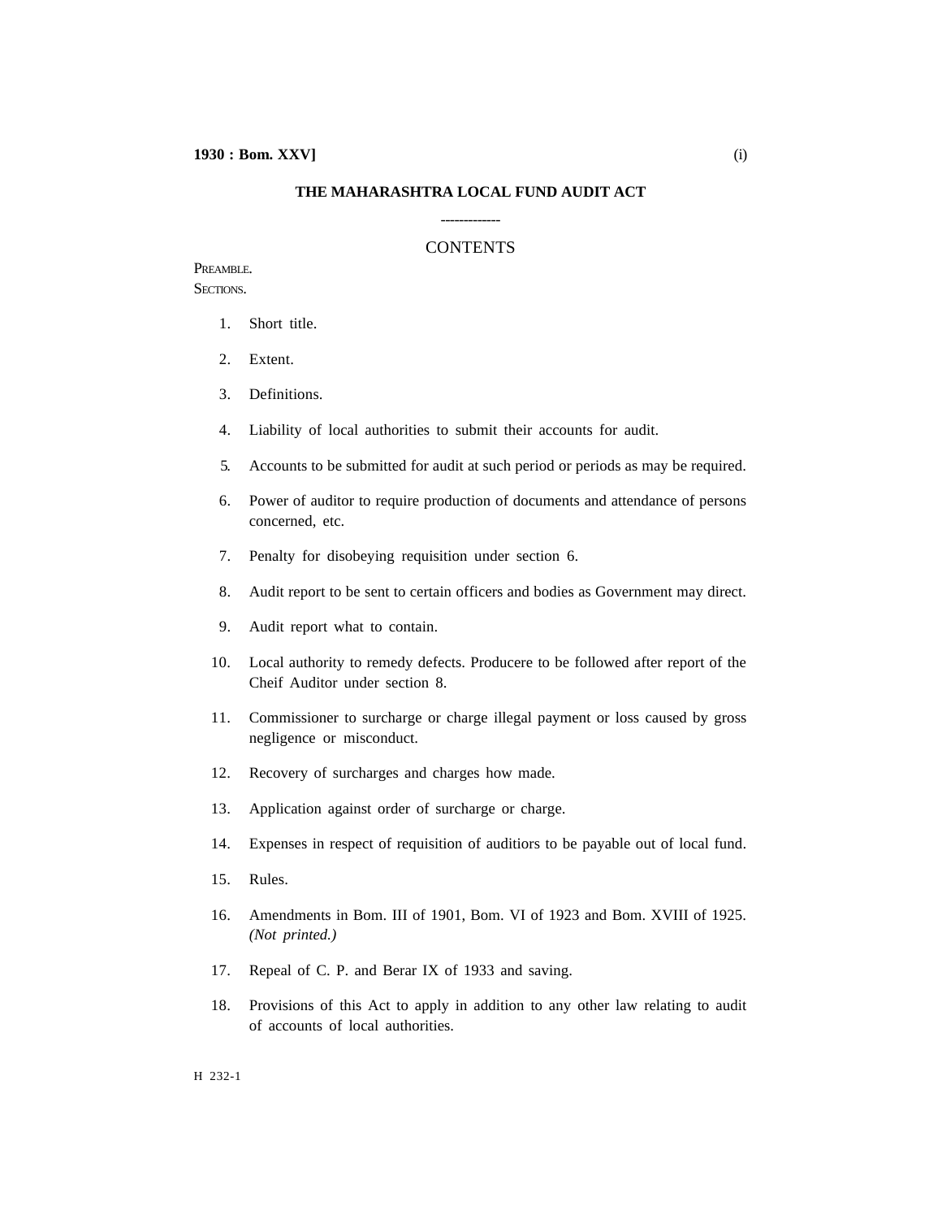# THE MAHARASHTRA LOCAL FUND AUDIT ACT

-------------

## CONTENTS

PREAMBLE.

SECTIONS.

1. Short title.
2. Extent.
3. Definitions.
4. Liability of local authorities to submit their accounts for audit.
5. Accounts to be submitted for audit at such period or periods as may be required.
6. Power of auditor to require production of documents and attendance of persons concerned, etc.
7. Penalty for disobeying requisition under section 6.
8. Audit report to be sent to certain officers and bodies as Government may direct.
9. Audit report what to contain.
10. Local authority to remedy defects. Producere to be followed after report of the Cheif Auditor under section 8.
11. Commissioner to surcharge or charge illegal payment or loss caused by gross negligence or misconduct.
12. Recovery of surcharges and charges how made.
13. Application against order of surcharge or charge.
14. Expenses in respect of requisition of auditiors to be payable out of local fund.
15. Rules.
16. Amendments in Bom. III of 1901, Bom. VI of 1923 and Bom. XVIII of 1925. *(Not printed.)*
17. Repeal of C. P. and Berar IX of 1933 and saving.
18. Provisions of this Act to apply in addition to any other law relating to audit of accounts of local authorities.

H 232-1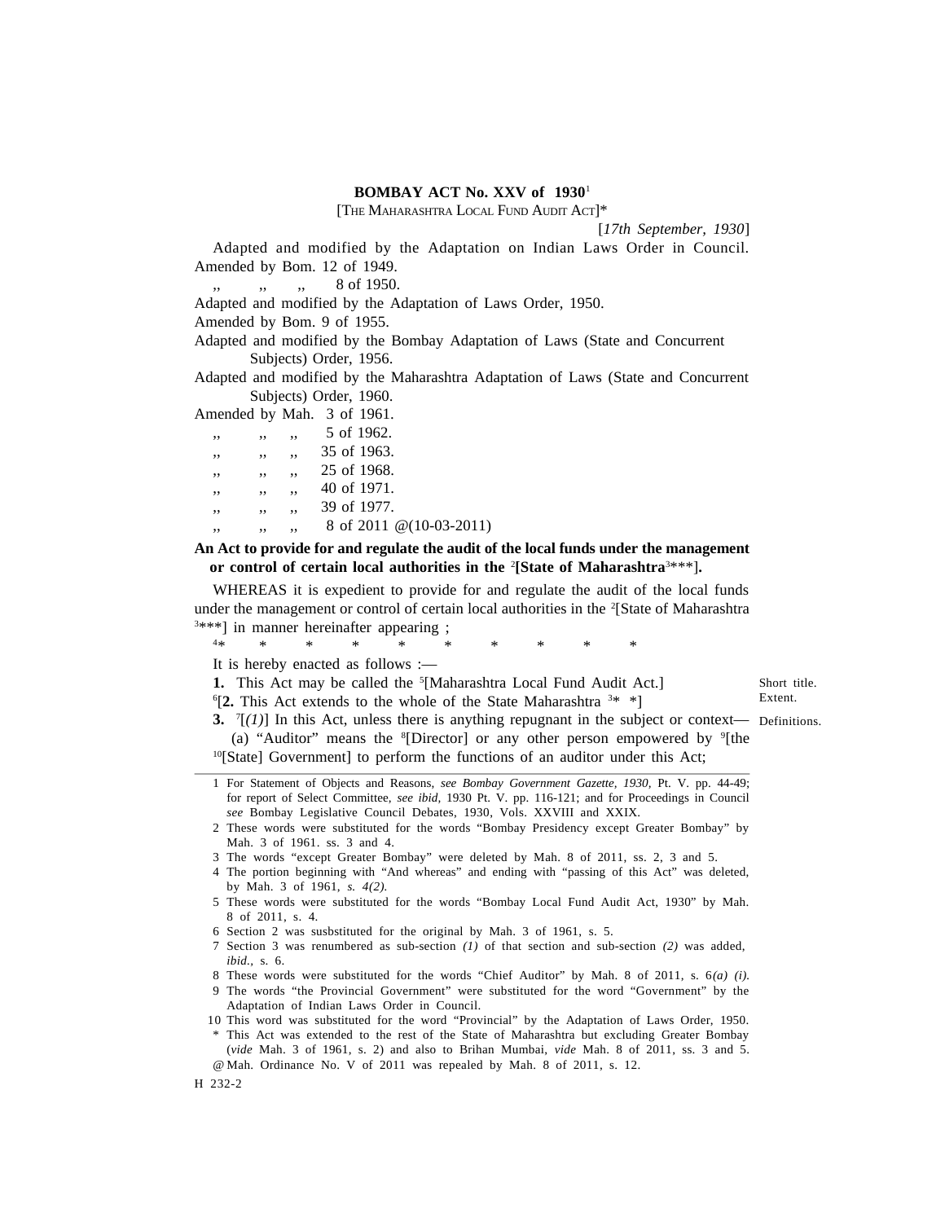**BOMBAY ACT No. XXV of 1930**[1]

[THE MAHARASHTRA LOCAL FUND AUDIT ACT]*

[*17th September, 1930*]

Adapted and modified by the Adaptation on Indian Laws Order in Council.

Amended by Bom. 12 of 1949.

,, ,, ,, 8 of 1950.

Adapted and modified by the Adaptation of Laws Order, 1950.

Amended by Bom. 9 of 1955.

Adapted and modified by the Bombay Adaptation of Laws (State and Concurrent Subjects) Order, 1956.

Adapted and modified by the Maharashtra Adaptation of Laws (State and Concurrent Subjects) Order, 1960.

Amended by Mah. 3 of 1961.

,, ,, ,, 5 of 1962.

,, ,, ,, 35 of 1963.

,, ,, ,, 25 of 1968.

,, ,, ,, 40 of 1971.

,, ,, ,, 39 of 1977.

,, ,, ,, 8 of 2011 @(10-03-2011)

**An Act to provide for and regulate the audit of the local funds under the management or control of certain local authorities in the [2][State of Maharashtra[3]***].**

WHEREAS it is expedient to provide for and regulate the audit of the local funds under the management or control of certain local authorities in the [2][State of Maharashtra [3]***] in manner hereinafter appearing ;

[4]* * * * * * * * *

It is hereby enacted as follows :—

**1.** This Act may be called the [5][Maharashtra Local Fund Audit Act.] — Short title.

[6][**2.** This Act extends to the whole of the State Maharashtra [3]* *] — Extent.

**3.** [7][*(1)*] In this Act, unless there is anything repugnant in the subject or context— — Definitions.

(a) "Auditor" means the [8][Director] or any other person empowered by [9][the [10][State] Government] to perform the functions of an auditor under this Act;

---

1 For Statement of Objects and Reasons, *see Bombay Government Gazette, 1930,* Pt. V. pp. 44-49; for report of Select Committee, *see ibid,* 1930 Pt. V. pp. 116-121; and for Proceedings in Council *see* Bombay Legislative Council Debates, 1930, Vols. XXVIII and XXIX.

2 These words were substituted for the words "Bombay Presidency except Greater Bombay" by Mah. 3 of 1961. ss. 3 and 4.

3 The words "except Greater Bombay" were deleted by Mah. 8 of 2011, ss. 2, 3 and 5.

4 The portion beginning with "And whereas" and ending with "passing of this Act" was deleted, by Mah. 3 of 1961, *s. 4(2).*

5 These words were substituted for the words "Bombay Local Fund Audit Act, 1930" by Mah. 8 of 2011, s. 4.

6 Section 2 was susbstituted for the original by Mah. 3 of 1961, s. 5.

7 Section 3 was renumbered as sub-section *(1)* of that section and sub-section *(2)* was added, *ibid.,* s. 6.

8 These words were substituted for the words "Chief Auditor" by Mah. 8 of 2011, s. 6*(a) (i).*

9 The words "the Provincial Government" were substituted for the word "Government" by the Adaptation of Indian Laws Order in Council.

10 This word was substituted for the word "Provincial" by the Adaptation of Laws Order, 1950.

\* This Act was extended to the rest of the State of Maharashtra but excluding Greater Bombay (*vide* Mah. 3 of 1961, s. 2) and also to Brihan Mumbai, *vide* Mah. 8 of 2011, ss. 3 and 5.

@ Mah. Ordinance No. V of 2011 was repealed by Mah. 8 of 2011, s. 12.

H 232-2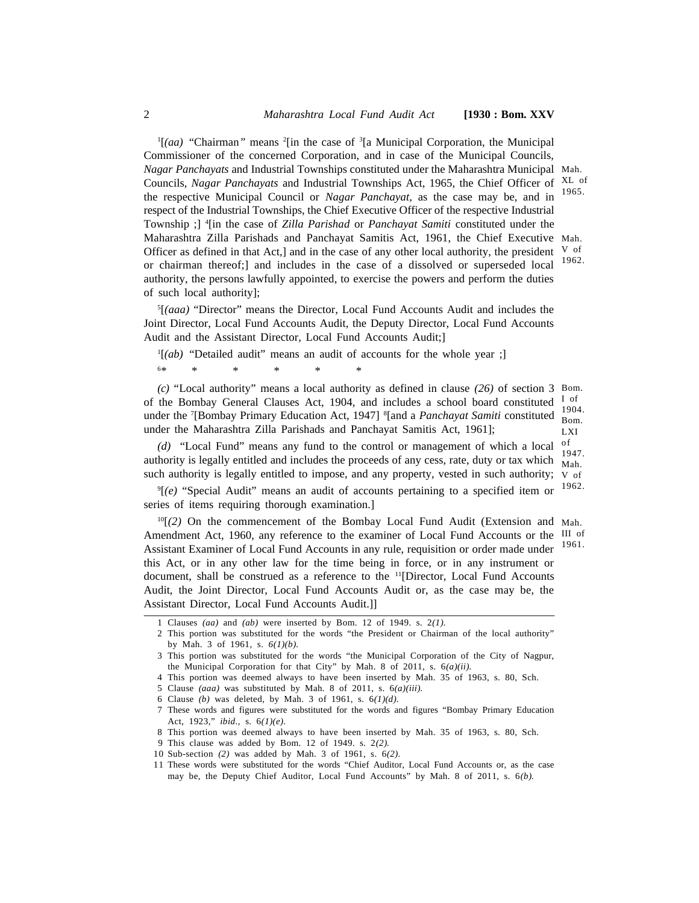[1][*(aa)* "Chairman" means [2][in the case of [3][a Municipal Corporation, the Municipal Commissioner of the concerned Corporation, and in case of the Municipal Councils, *Nagar Panchayats* and Industrial Townships constituted under the Maharashtra Municipal Councils, *Nagar Panchayats* and Industrial Townships Act, 1965, the Chief Officer of the respective Municipal Council or *Nagar Panchayat*, as the case may be, and in respect of the Industrial Townships, the Chief Executive Officer of the respective Industrial Township ;] [4][in the case of *Zilla Parishad* or *Panchayat Samiti* constituted under the Maharashtra Zilla Parishads and Panchayat Samitis Act, 1961, the Chief Executive Officer as defined in that Act,] and in the case of any other local authority, the president or chairman thereof;] and includes in the case of a dissolved or superseded local authority, the persons lawfully appointed, to exercise the powers and perform the duties of such local authority];

Mah. XL of 1965.

Mah. V of 1962.

[5][*(aaa)* "Director" means the Director, Local Fund Accounts Audit and includes the Joint Director, Local Fund Accounts Audit, the Deputy Director, Local Fund Accounts Audit and the Assistant Director, Local Fund Accounts Audit;]

[1][*(ab)* "Detailed audit" means an audit of accounts for the whole year ;]

[6]* * * * * *

*(c)* "Local authority" means a local authority as defined in clause *(26)* of section 3 of the Bombay General Clauses Act, 1904, and includes a school board constituted under the [7][Bombay Primary Education Act, 1947] [8][and a *Panchayat Samiti* constituted under the Maharashtra Zilla Parishads and Panchayat Samitis Act, 1961];

Bom. I of 1904. Bom. LXI of 1947. Mah. V of 1962.

*(d)* "Local Fund" means any fund to the control or management of which a local authority is legally entitled and includes the proceeds of any cess, rate, duty or tax which such authority is legally entitled to impose, and any property, vested in such authority;

[9][*(e)* "Special Audit" means an audit of accounts pertaining to a specified item or series of items requiring thorough examination.]

[10][*(2)* On the commencement of the Bombay Local Fund Audit (Extension and Amendment Act, 1960, any reference to the examiner of Local Fund Accounts or the Assistant Examiner of Local Fund Accounts in any rule, requisition or order made under this Act, or in any other law for the time being in force, or in any instrument or document, shall be construed as a reference to the [11][Director, Local Fund Accounts Audit, the Joint Director, Local Fund Accounts Audit or, as the case may be, the Assistant Director, Local Fund Accounts Audit.]]

Mah. III of 1961.

---

1 Clauses *(aa)* and *(ab)* were inserted by Bom. 12 of 1949. s. 2*(1)*.

2 This portion was substituted for the words "the President or Chairman of the local authority" by Mah. 3 of 1961, s. 6*(1)(b)*.

3 This portion was substituted for the words "the Municipal Corporation of the City of Nagpur, the Municipal Corporation for that City" by Mah. 8 of 2011, s. 6*(a)(ii)*.

4 This portion was deemed always to have been inserted by Mah. 35 of 1963, s. 80, Sch.

5 Clause *(aaa)* was substituted by Mah. 8 of 2011, s. 6*(a)(iii)*.

6 Clause *(b)* was deleted, by Mah. 3 of 1961, s. 6*(1)(d)*.

7 These words and figures were substituted for the words and figures "Bombay Primary Education Act, 1923," *ibid.*, s. 6*(1)(e)*.

8 This portion was deemed always to have been inserted by Mah. 35 of 1963, s. 80, Sch.

9 This clause was added by Bom. 12 of 1949. s. 2*(2)*.

10 Sub-section *(2)* was added by Mah. 3 of 1961, s. 6*(2)*.

11 These words were substituted for the words "Chief Auditor, Local Fund Accounts or, as the case may be, the Deputy Chief Auditor, Local Fund Accounts" by Mah. 8 of 2011, s. 6*(b)*.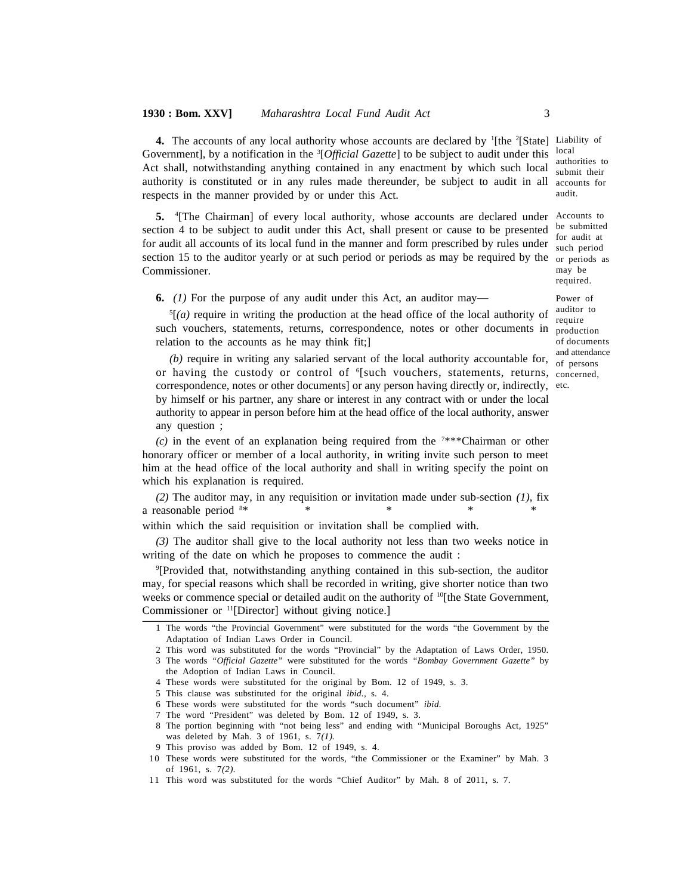**4.** The accounts of any local authority whose accounts are declared by [1][the [2][State] Government], by a notification in the [3][*Official Gazette*] to be subject to audit under this Act shall, notwithstanding anything contained in any enactment by which such local authority is constituted or in any rules made thereunder, be subject to audit in all respects in the manner provided by or under this Act.

Liability of local authorities to submit their accounts for audit.

**5.** [4][The Chairman] of every local authority, whose accounts are declared under section 4 to be subject to audit under this Act, shall present or cause to be presented for audit all accounts of its local fund in the manner and form prescribed by rules under section 15 to the auditor yearly or at such period or periods as may be required by the Commissioner.

Accounts to be submitted for audit at such period or periods as may be required.

**6.** *(1)* For the purpose of any audit under this Act, an auditor may—

Power of auditor to require production of documents and attendance of persons concerned, etc.

[5][*(a)* require in writing the production at the head office of the local authority of such vouchers, statements, returns, correspondence, notes or other documents in relation to the accounts as he may think fit;]

*(b)* require in writing any salaried servant of the local authority accountable for, or having the custody or control of [6][such vouchers, statements, returns, correspondence, notes or other documents] or any person having directly or, indirectly, by himself or his partner, any share or interest in any contract with or under the local authority to appear in person before him at the head office of the local authority, answer any question ;

*(c)* in the event of an explanation being required from the [7]***Chairman or other honorary officer or member of a local authority, in writing invite such person to meet him at the head office of the local authority and shall in writing specify the point on which his explanation is required.

*(2)* The auditor may, in any requisition or invitation made under sub-section *(1)*, fix a reasonable period [8]* * * * * within which the said requisition or invitation shall be complied with.

*(3)* The auditor shall give to the local authority not less than two weeks notice in writing of the date on which he proposes to commence the audit :

[9][Provided that, notwithstanding anything contained in this sub-section, the auditor may, for special reasons which shall be recorded in writing, give shorter notice than two weeks or commence special or detailed audit on the authority of [10][the State Government, Commissioner or [11][Director] without giving notice.]

---

1 The words "the Provincial Government" were substituted for the words "the Government by the Adaptation of Indian Laws Order in Council.

2 This word was substituted for the words "Provincial" by the Adaptation of Laws Order, 1950.

3 The words "*Official Gazette*" were substituted for the words "*Bombay Government Gazette*" by the Adoption of Indian Laws in Council.

4 These words were substituted for the original by Bom. 12 of 1949, s. 3.

5 This clause was substituted for the original *ibid.*, s. 4.

6 These words were substituted for the words "such document" *ibid.*

7 The word "President" was deleted by Bom. 12 of 1949, s. 3.

8 The portion beginning with "not being less" and ending with "Municipal Boroughs Act, 1925" was deleted by Mah. 3 of 1961, s. 7*(1)*.

9 This proviso was added by Bom. 12 of 1949, s. 4.

10 These words were substituted for the words, "the Commissioner or the Examiner" by Mah. 3 of 1961, s. 7*(2)*.

11 This word was substituted for the words "Chief Auditor" by Mah. 8 of 2011, s. 7.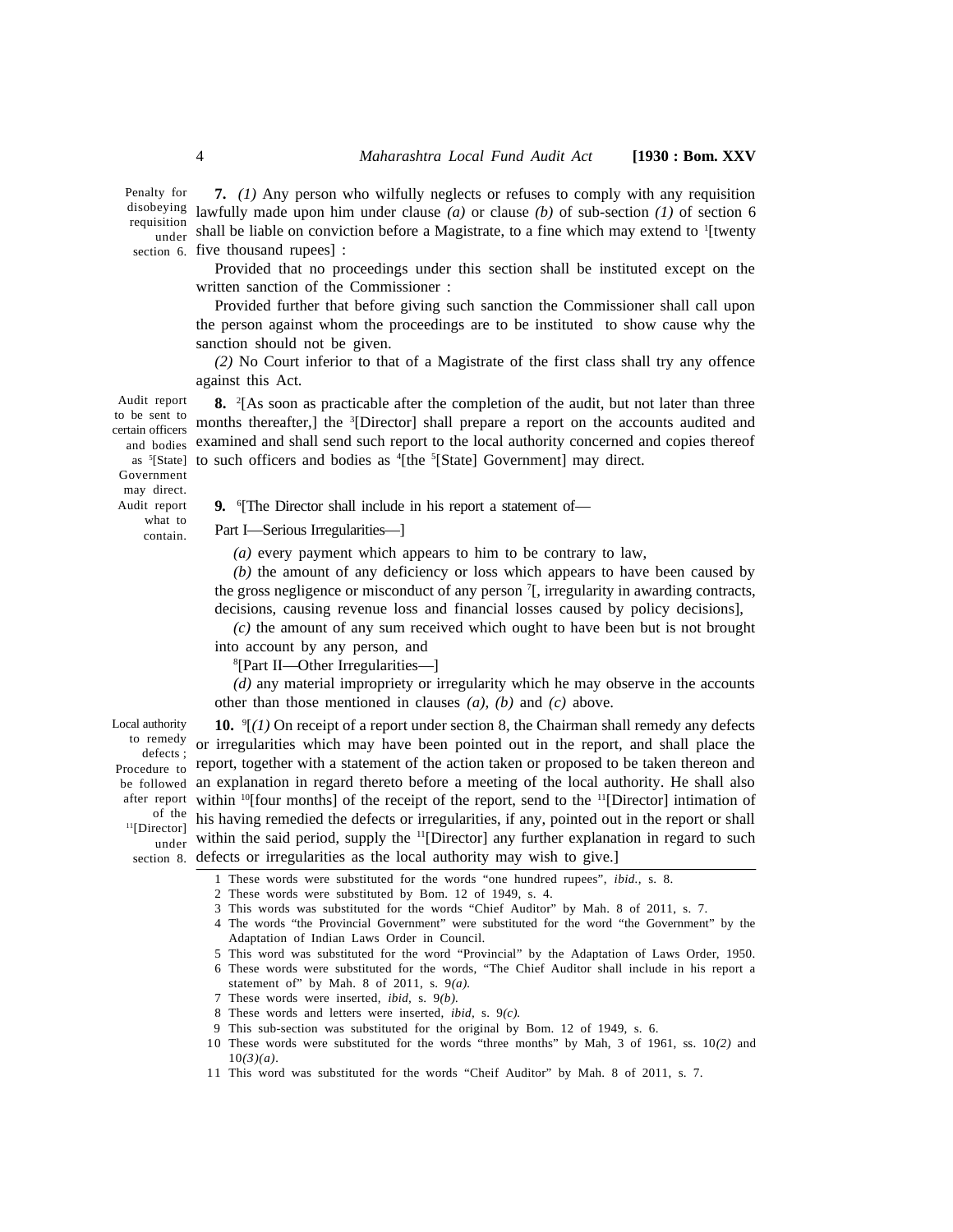Penalty for disobeying requisition under section 6.

**7.** *(1)* Any person who wilfully neglects or refuses to comply with any requisition lawfully made upon him under clause *(a)* or clause *(b)* of sub-section *(1)* of section 6 shall be liable on conviction before a Magistrate, to a fine which may extend to [1][twenty five thousand rupees] :

Provided that no proceedings under this section shall be instituted except on the written sanction of the Commissioner :

Provided further that before giving such sanction the Commissioner shall call upon the person against whom the proceedings are to be instituted to show cause why the sanction should not be given.

*(2)* No Court inferior to that of a Magistrate of the first class shall try any offence against this Act.

Audit report to be sent to certain officers and bodies as [5][State] Government may direct.

**8.** [2][As soon as practicable after the completion of the audit, but not later than three months thereafter,] the [3][Director] shall prepare a report on the accounts audited and examined and shall send such report to the local authority concerned and copies thereof to such officers and bodies as [4][the [5][State] Government] may direct.

Audit report what to contain.

**9.** [6][The Director shall include in his report a statement of—

Part I—Serious Irregularities—]

*(a)* every payment which appears to him to be contrary to law,

*(b)* the amount of any deficiency or loss which appears to have been caused by the gross negligence or misconduct of any person [7][, irregularity in awarding contracts, decisions, causing revenue loss and financial losses caused by policy decisions],

*(c)* the amount of any sum received which ought to have been but is not brought into account by any person, and

[8][Part II—Other Irregularities—]

*(d)* any material impropriety or irregularity which he may observe in the accounts other than those mentioned in clauses *(a)*, *(b)* and *(c)* above.

Local authority to remedy defects ; Procedure to be followed after report of the [11][Director] under section 8.

**10.** [9][*(1)* On receipt of a report under section 8, the Chairman shall remedy any defects or irregularities which may have been pointed out in the report, and shall place the report, together with a statement of the action taken or proposed to be taken thereon and an explanation in regard thereto before a meeting of the local authority. He shall also within [10][four months] of the receipt of the report, send to the [11][Director] intimation of his having remedied the defects or irregularities, if any, pointed out in the report or shall within the said period, supply the [11][Director] any further explanation in regard to such defects or irregularities as the local authority may wish to give.]

---

1 These words were substituted for the words "one hundred rupees", *ibid.*, s. 8.

2 These words were substituted by Bom. 12 of 1949, s. 4.

3 This words was substituted for the words "Chief Auditor" by Mah. 8 of 2011, s. 7.

4 The words "the Provincial Government" were substituted for the word "the Government" by the Adaptation of Indian Laws Order in Council.

5 This word was substituted for the word "Provincial" by the Adaptation of Laws Order, 1950.

6 These words were substituted for the words, "The Chief Auditor shall include in his report a statement of" by Mah. 8 of 2011, s. 9*(a)*.

7 These words were inserted, *ibid*, s. 9*(b)*.

8 These words and letters were inserted, *ibid*, s. 9*(c)*.

9 This sub-section was substituted for the original by Bom. 12 of 1949, s. 6.

10 These words were substituted for the words "three months" by Mah, 3 of 1961, ss. 10*(2)* and 10*(3)(a)*.

11 This word was substituted for the words "Cheif Auditor" by Mah. 8 of 2011, s. 7.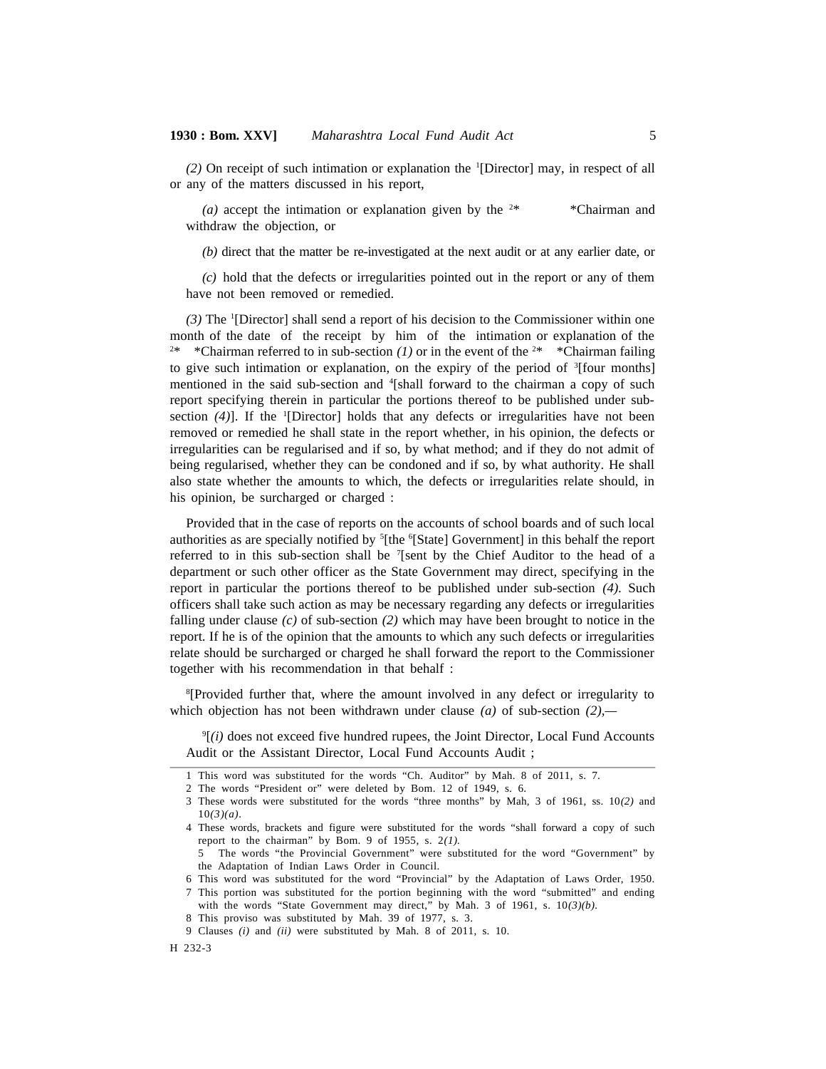*(2)* On receipt of such intimation or explanation the [1][Director] may, in respect of all or any of the matters discussed in his report,

*(a)* accept the intimation or explanation given by the [2]* *Chairman and withdraw the objection, or

*(b)* direct that the matter be re-investigated at the next audit or at any earlier date, or

*(c)* hold that the defects or irregularities pointed out in the report or any of them have not been removed or remedied.

*(3)* The [1][Director] shall send a report of his decision to the Commissioner within one month of the date of the receipt by him of the intimation or explanation of the [2]* *Chairman referred to in sub-section *(1)* or in the event of the [2]* *Chairman failing to give such intimation or explanation, on the expiry of the period of [3][four months] mentioned in the said sub-section and [4][shall forward to the chairman a copy of such report specifying therein in particular the portions thereof to be published under sub-section *(4)*]. If the [1][Director] holds that any defects or irregularities have not been removed or remedied he shall state in the report whether, in his opinion, the defects or irregularities can be regularised and if so, by what method; and if they do not admit of being regularised, whether they can be condoned and if so, by what authority. He shall also state whether the amounts to which, the defects or irregularities relate should, in his opinion, be surcharged or charged :

Provided that in the case of reports on the accounts of school boards and of such local authorities as are specially notified by [5][the [6][State] Government] in this behalf the report referred to in this sub-section shall be [7][sent by the Chief Auditor to the head of a department or such other officer as the State Government may direct, specifying in the report in particular the portions thereof to be published under sub-section *(4)*. Such officers shall take such action as may be necessary regarding any defects or irregularities falling under clause *(c)* of sub-section *(2)* which may have been brought to notice in the report. If he is of the opinion that the amounts to which any such defects or irregularities relate should be surcharged or charged he shall forward the report to the Commissioner together with his recommendation in that behalf :

[8][Provided further that, where the amount involved in any defect or irregularity to which objection has not been withdrawn under clause *(a)* of sub-section *(2)*,—

[9][*(i)* does not exceed five hundred rupees, the Joint Director, Local Fund Accounts Audit or the Assistant Director, Local Fund Accounts Audit ;

---

1 This word was substituted for the words "Ch. Auditor" by Mah. 8 of 2011, s. 7.

2 The words "President or" were deleted by Bom. 12 of 1949, s. 6.

3 These words were substituted for the words "three months" by Mah, 3 of 1961, ss. 10*(2)* and 10*(3)(a)*.

4 These words, brackets and figure were substituted for the words "shall forward a copy of such report to the chairman" by Bom. 9 of 1955, s. 2*(1)*.

5 The words "the Provincial Government" were substituted for the word "Government" by the Adaptation of Indian Laws Order in Council.

6 This word was substituted for the word "Provincial" by the Adaptation of Laws Order, 1950.

7 This portion was substituted for the portion beginning with the word "submitted" and ending with the words "State Government may direct," by Mah. 3 of 1961, s. 10*(3)(b)*.

8 This proviso was substituted by Mah. 39 of 1977, s. 3.

9 Clauses *(i)* and *(ii)* were substituted by Mah. 8 of 2011, s. 10.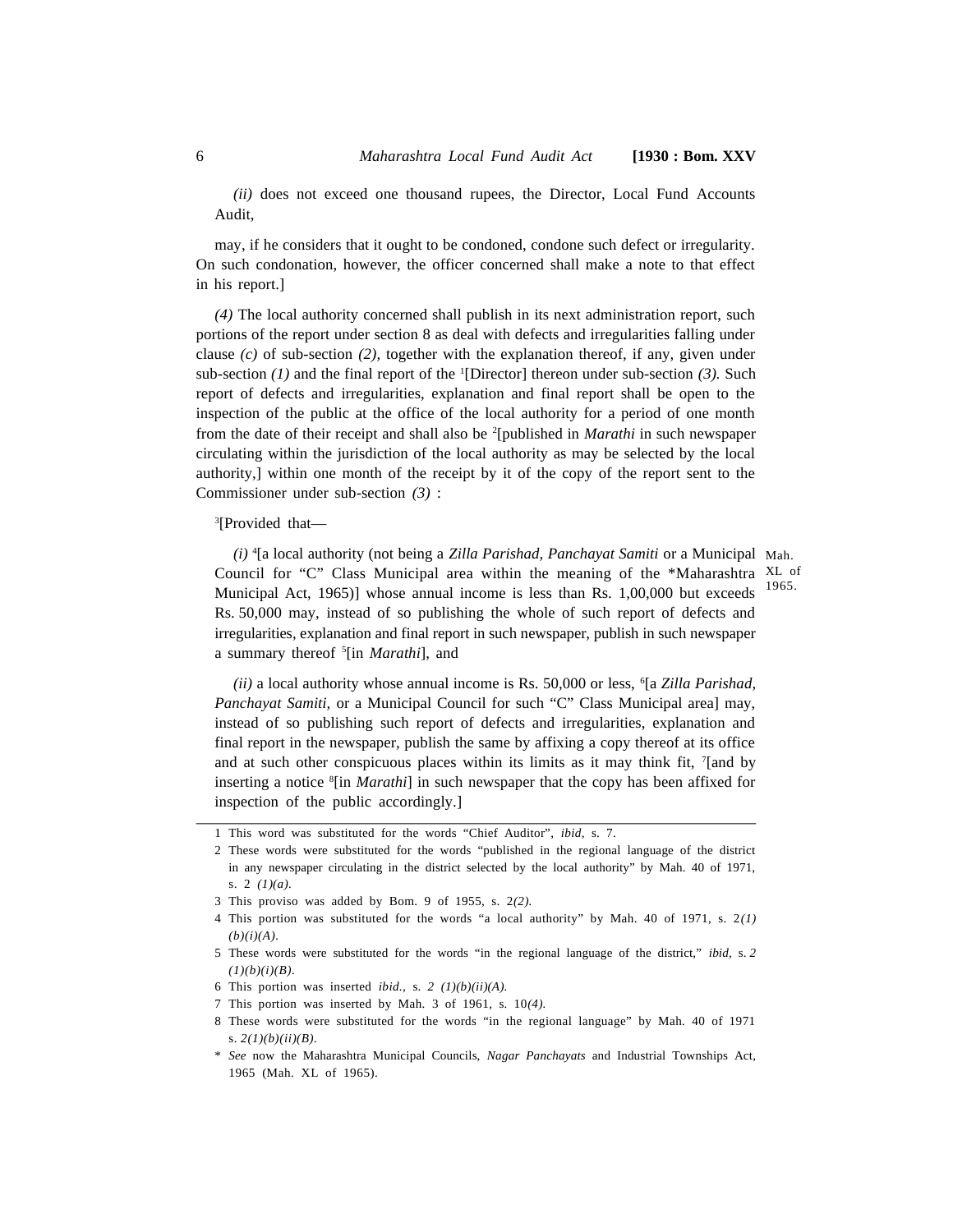*(ii)* does not exceed one thousand rupees, the Director, Local Fund Accounts Audit,

may, if he considers that it ought to be condoned, condone such defect or irregularity. On such condonation, however, the officer concerned shall make a note to that effect in his report.]

*(4)* The local authority concerned shall publish in its next administration report, such portions of the report under section 8 as deal with defects and irregularities falling under clause *(c)* of sub-section *(2)*, together with the explanation thereof, if any, given under sub-section *(1)* and the final report of the [1][Director] thereon under sub-section *(3)*. Such report of defects and irregularities, explanation and final report shall be open to the inspection of the public at the office of the local authority for a period of one month from the date of their receipt and shall also be [2][published in *Marathi* in such newspaper circulating within the jurisdiction of the local authority as may be selected by the local authority,] within one month of the receipt by it of the copy of the report sent to the Commissioner under sub-section *(3)* :

[3][Provided that—

*(i)* [4][a local authority (not being a *Zilla Parishad, Panchayat Samiti* or a Municipal Council for "C" Class Municipal area within the meaning of the *Maharashtra Municipal Act, 1965)] whose annual income is less than Rs. 1,00,000 but exceeds Rs. 50,000 may, instead of so publishing the whole of such report of defects and irregularities, explanation and final report in such newspaper, publish in such newspaper a summary thereof [5][in *Marathi*], and

Mah. XL of 1965.

*(ii)* a local authority whose annual income is Rs. 50,000 or less, [6][a *Zilla Parishad, Panchayat Samiti*, or a Municipal Council for such "C" Class Municipal area] may, instead of so publishing such report of defects and irregularities, explanation and final report in the newspaper, publish the same by affixing a copy thereof at its office and at such other conspicuous places within its limits as it may think fit, [7][and by inserting a notice [8][in *Marathi*] in such newspaper that the copy has been affixed for inspection of the public accordingly.]

---

1 This word was substituted for the words "Chief Auditor", *ibid*, s. 7.

2 These words were substituted for the words "published in the regional language of the district in any newspaper circulating in the district selected by the local authority" by Mah. 40 of 1971, s. 2 *(1)(a)*.

3 This proviso was added by Bom. 9 of 1955, s. 2*(2)*.

4 This portion was substituted for the words "a local authority" by Mah. 40 of 1971, s. 2*(1)(b)(i)(A)*.

5 These words were substituted for the words "in the regional language of the district," *ibid*, s. *2 (1)(b)(i)(B)*.

6 This portion was inserted *ibid.*, s. *2 (1)(b)(ii)(A)*.

7 This portion was inserted by Mah. 3 of 1961, s. 10*(4)*.

8 These words were substituted for the words "in the regional language" by Mah. 40 of 1971 s. *2(1)(b)(ii)(B)*.

\* *See* now the Maharashtra Municipal Councils, *Nagar Panchayats* and Industrial Townships Act, 1965 (Mah. XL of 1965).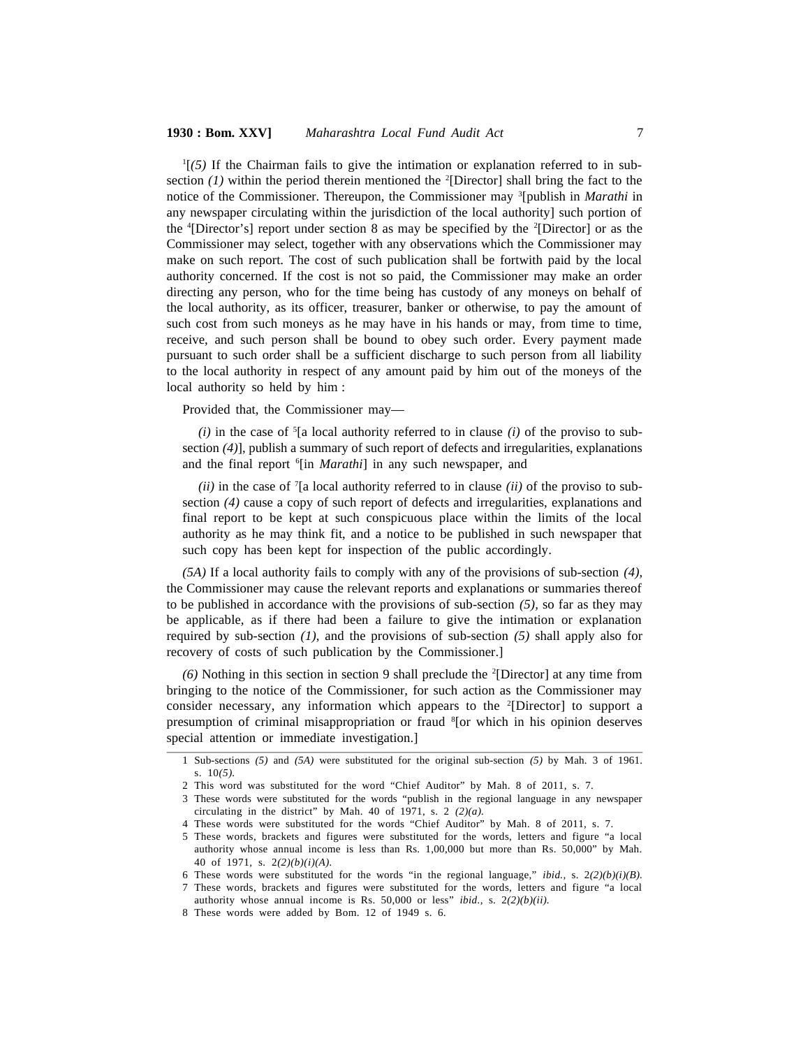[1][*(5)* If the Chairman fails to give the intimation or explanation referred to in sub-section *(1)* within the period therein mentioned the [2][Director] shall bring the fact to the notice of the Commissioner. Thereupon, the Commissioner may [3][publish in *Marathi* in any newspaper circulating within the jurisdiction of the local authority] such portion of the [4][Director's] report under section 8 as may be specified by the [2][Director] or as the Commissioner may select, together with any observations which the Commissioner may make on such report. The cost of such publication shall be fortwith paid by the local authority concerned. If the cost is not so paid, the Commissioner may make an order directing any person, who for the time being has custody of any moneys on behalf of the local authority, as its officer, treasurer, banker or otherwise, to pay the amount of such cost from such moneys as he may have in his hands or may, from time to time, receive, and such person shall be bound to obey such order. Every payment made pursuant to such order shall be a sufficient discharge to such person from all liability to the local authority in respect of any amount paid by him out of the moneys of the local authority so held by him :

Provided that, the Commissioner may—

*(i)* in the case of [5][a local authority referred to in clause *(i)* of the proviso to sub-section *(4)*], publish a summary of such report of defects and irregularities, explanations and the final report [6][in *Marathi*] in any such newspaper, and

*(ii)* in the case of [7][a local authority referred to in clause *(ii)* of the proviso to sub-section *(4)* cause a copy of such report of defects and irregularities, explanations and final report to be kept at such conspicuous place within the limits of the local authority as he may think fit, and a notice to be published in such newspaper that such copy has been kept for inspection of the public accordingly.

*(5A)* If a local authority fails to comply with any of the provisions of sub-section *(4)*, the Commissioner may cause the relevant reports and explanations or summaries thereof to be published in accordance with the provisions of sub-section *(5)*, so far as they may be applicable, as if there had been a failure to give the intimation or explanation required by sub-section *(1)*, and the provisions of sub-section *(5)* shall apply also for recovery of costs of such publication by the Commissioner.]

*(6)* Nothing in this section in section 9 shall preclude the [2][Director] at any time from bringing to the notice of the Commissioner, for such action as the Commissioner may consider necessary, any information which appears to the [2][Director] to support a presumption of criminal misappropriation or fraud [8][or which in his opinion deserves special attention or immediate investigation.]

---

1 Sub-sections *(5)* and *(5A)* were substituted for the original sub-section *(5)* by Mah. 3 of 1961. s. 10*(5)*.

2 This word was substituted for the word "Chief Auditor" by Mah. 8 of 2011, s. 7.

3 These words were substituted for the words "publish in the regional language in any newspaper circulating in the district" by Mah. 40 of 1971, s. 2 *(2)(a)*.

4 These words were substituted for the words "Chief Auditor" by Mah. 8 of 2011, s. 7.

5 These words, brackets and figures were substituted for the words, letters and figure "a local authority whose annual income is less than Rs. 1,00,000 but more than Rs. 50,000" by Mah. 40 of 1971, s. 2*(2)(b)(i)(A)*.

6 These words were substituted for the words "in the regional language," *ibid.*, s. 2*(2)(b)(i)(B)*.

7 These words, brackets and figures were substituted for the words, letters and figure "a local authority whose annual income is Rs. 50,000 or less" *ibid.*, s. 2*(2)(b)(ii)*.

8 These words were added by Bom. 12 of 1949 s. 6.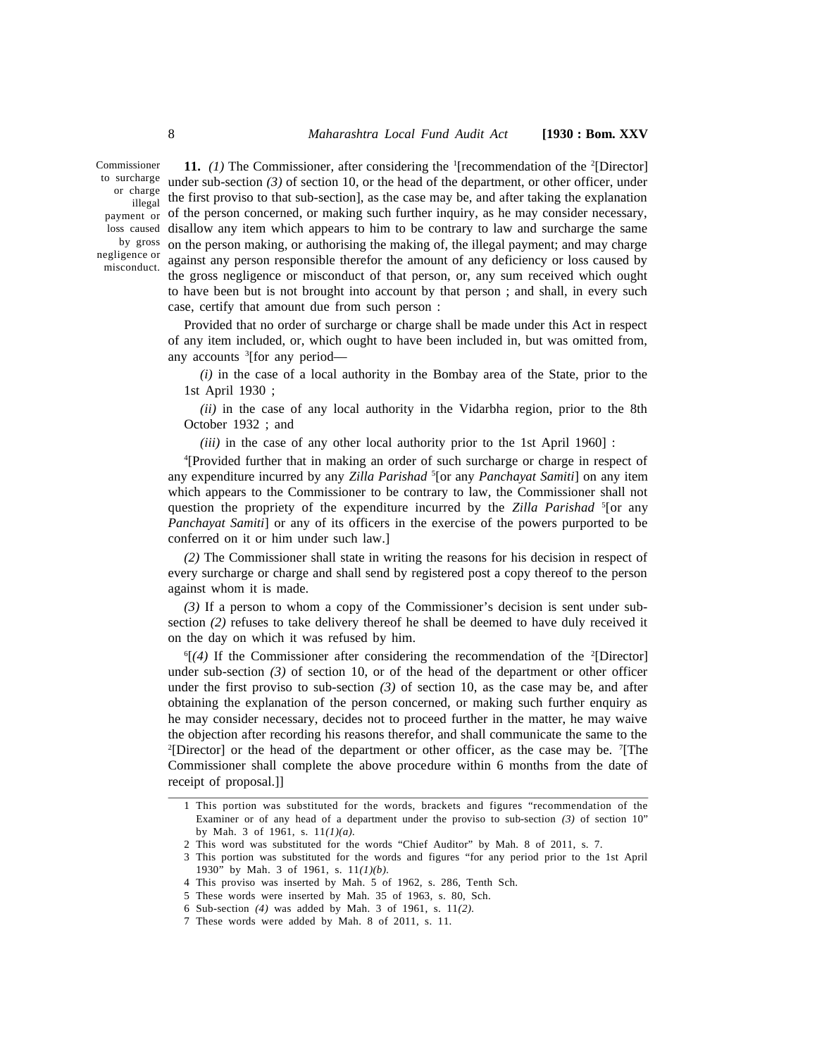Commissioner to surcharge or charge illegal payment or loss caused by gross negligence or misconduct.

**11.** *(1)* The Commissioner, after considering the [1][recommendation of the [2][Director] under sub-section *(3)* of section 10, or the head of the department, or other officer, under the first proviso to that sub-section], as the case may be, and after taking the explanation of the person concerned, or making such further inquiry, as he may consider necessary, disallow any item which appears to him to be contrary to law and surcharge the same on the person making, or authorising the making of, the illegal payment; and may charge against any person responsible therefor the amount of any deficiency or loss caused by the gross negligence or misconduct of that person, or, any sum received which ought to have been but is not brought into account by that person ; and shall, in every such case, certify that amount due from such person :

Provided that no order of surcharge or charge shall be made under this Act in respect of any item included, or, which ought to have been included in, but was omitted from, any accounts [3][for any period—

*(i)* in the case of a local authority in the Bombay area of the State, prior to the 1st April 1930 ;

*(ii)* in the case of any local authority in the Vidarbha region, prior to the 8th October 1932 ; and

*(iii)* in the case of any other local authority prior to the 1st April 1960] :

[4][Provided further that in making an order of such surcharge or charge in respect of any expenditure incurred by any *Zilla Parishad* [5][or any *Panchayat Samiti*] on any item which appears to the Commissioner to be contrary to law, the Commissioner shall not question the propriety of the expenditure incurred by the *Zilla Parishad* [5][or any *Panchayat Samiti*] or any of its officers in the exercise of the powers purported to be conferred on it or him under such law.]

*(2)* The Commissioner shall state in writing the reasons for his decision in respect of every surcharge or charge and shall send by registered post a copy thereof to the person against whom it is made.

*(3)* If a person to whom a copy of the Commissioner's decision is sent under sub-section *(2)* refuses to take delivery thereof he shall be deemed to have duly received it on the day on which it was refused by him.

[6][*(4)* If the Commissioner after considering the recommendation of the [2][Director] under sub-section *(3)* of section 10, or of the head of the department or other officer under the first proviso to sub-section *(3)* of section 10, as the case may be, and after obtaining the explanation of the person concerned, or making such further enquiry as he may consider necessary, decides not to proceed further in the matter, he may waive the objection after recording his reasons therefor, and shall communicate the same to the [2][Director] or the head of the department or other officer, as the case may be. [7][The Commissioner shall complete the above procedure within 6 months from the date of receipt of proposal.]]

---

1 This portion was substituted for the words, brackets and figures "recommendation of the Examiner or of any head of a department under the proviso to sub-section *(3)* of section 10" by Mah. 3 of 1961, s. 11*(1)(a)*.

2 This word was substituted for the words "Chief Auditor" by Mah. 8 of 2011, s. 7.

3 This portion was substituted for the words and figures "for any period prior to the 1st April 1930" by Mah. 3 of 1961, s. 11*(1)(b)*.

4 This proviso was inserted by Mah. 5 of 1962, s. 286, Tenth Sch.

5 These words were inserted by Mah. 35 of 1963, s. 80, Sch.

6 Sub-section *(4)* was added by Mah. 3 of 1961, s. 11*(2)*.

7 These words were added by Mah. 8 of 2011, s. 11.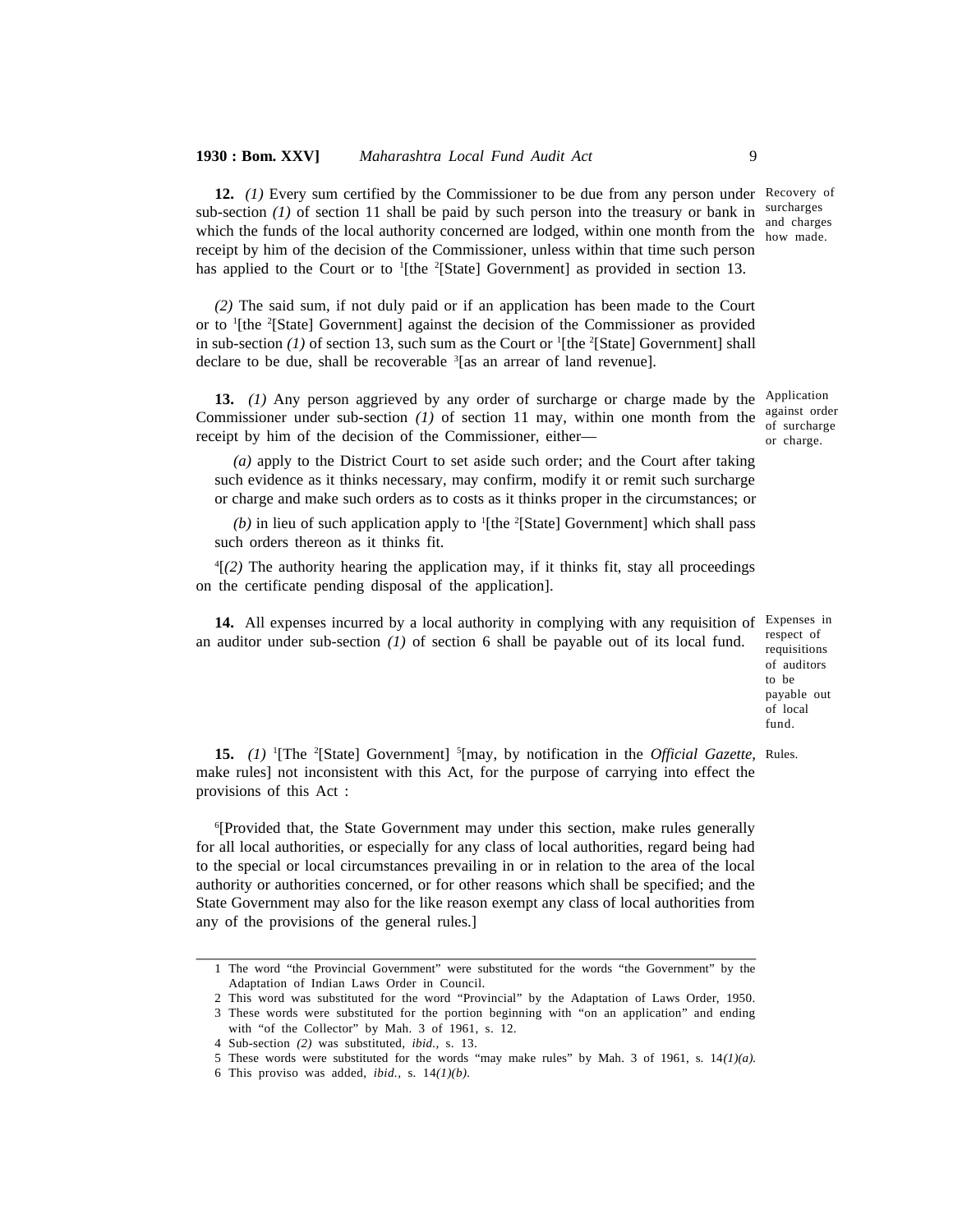**12.** *(1)* Every sum certified by the Commissioner to be due from any person under sub-section *(1)* of section 11 shall be paid by such person into the treasury or bank in which the funds of the local authority concerned are lodged, within one month from the receipt by him of the decision of the Commissioner, unless within that time such person has applied to the Court or to [1][the [2][State] Government] as provided in section 13.

Recovery of surcharges and charges how made.

*(2)* The said sum, if not duly paid or if an application has been made to the Court or to [1][the [2][State] Government] against the decision of the Commissioner as provided in sub-section *(1)* of section 13, such sum as the Court or [1][the [2][State] Government] shall declare to be due, shall be recoverable [3][as an arrear of land revenue].

**13.** *(1)* Any person aggrieved by any order of surcharge or charge made by the Commissioner under sub-section *(1)* of section 11 may, within one month from the receipt by him of the decision of the Commissioner, either—

Application against order of surcharge or charge.

*(a)* apply to the District Court to set aside such order; and the Court after taking such evidence as it thinks necessary, may confirm, modify it or remit such surcharge or charge and make such orders as to costs as it thinks proper in the circumstances; or

*(b)* in lieu of such application apply to [1][the [2][State] Government] which shall pass such orders thereon as it thinks fit.

[4][*(2)* The authority hearing the application may, if it thinks fit, stay all proceedings on the certificate pending disposal of the application].

**14.** All expenses incurred by a local authority in complying with any requisition of an auditor under sub-section *(1)* of section 6 shall be payable out of its local fund.

Expenses in respect of requisitions of auditors to be payable out of local fund.

**15.** *(1)* [1][The [2][State] Government] [5][may, by notification in the *Official Gazette*, make rules] not inconsistent with this Act, for the purpose of carrying into effect the provisions of this Act :

Rules.

[6][Provided that, the State Government may under this section, make rules generally for all local authorities, or especially for any class of local authorities, regard being had to the special or local circumstances prevailing in or in relation to the area of the local authority or authorities concerned, or for other reasons which shall be specified; and the State Government may also for the like reason exempt any class of local authorities from any of the provisions of the general rules.]

---

1 The word "the Provincial Government" were substituted for the words "the Government" by the Adaptation of Indian Laws Order in Council.

2 This word was substituted for the word "Provincial" by the Adaptation of Laws Order, 1950.

3 These words were substituted for the portion beginning with "on an application" and ending with "of the Collector" by Mah. 3 of 1961, s. 12.

4 Sub-section *(2)* was substituted, *ibid.*, s. 13.

5 These words were substituted for the words "may make rules" by Mah. 3 of 1961, s. 14*(1)(a)*.

6 This proviso was added, *ibid.*, s. 14*(1)(b)*.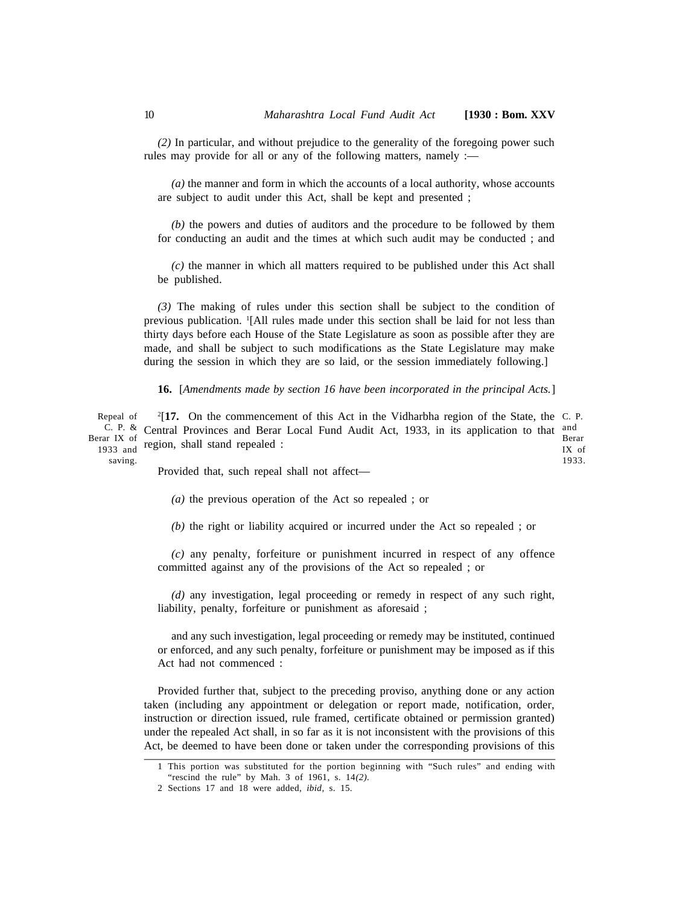(2) In particular, and without prejudice to the generality of the foregoing power such rules may provide for all or any of the following matters, namely :—

(a) the manner and form in which the accounts of a local authority, whose accounts are subject to audit under this Act, shall be kept and presented ;

(b) the powers and duties of auditors and the procedure to be followed by them for conducting an audit and the times at which such audit may be conducted ; and

(c) the manner in which all matters required to be published under this Act shall be published.

(3) The making of rules under this section shall be subject to the condition of previous publication. [1][All rules made under this section shall be laid for not less than thirty days before each House of the State Legislature as soon as possible after they are made, and shall be subject to such modifications as the State Legislature may make during the session in which they are so laid, or the session immediately following.]

**16.** [*Amendments made by section 16 have been incorporated in the principal Acts.*]

Repeal of C. P. & Berar IX of 1933 and saving.

[2][**17.** On the commencement of this Act in the Vidharbha region of the State, the Central Provinces and Berar Local Fund Audit Act, 1933, in its application to that region, shall stand repealed : C. P. and Berar IX of 1933.

Provided that, such repeal shall not affect—

(a) the previous operation of the Act so repealed ; or

(b) the right or liability acquired or incurred under the Act so repealed ; or

(c) any penalty, forfeiture or punishment incurred in respect of any offence committed against any of the provisions of the Act so repealed ; or

(d) any investigation, legal proceeding or remedy in respect of any such right, liability, penalty, forfeiture or punishment as aforesaid ;

and any such investigation, legal proceeding or remedy may be instituted, continued or enforced, and any such penalty, forfeiture or punishment may be imposed as if this Act had not commenced :

Provided further that, subject to the preceding proviso, anything done or any action taken (including any appointment or delegation or report made, notification, order, instruction or direction issued, rule framed, certificate obtained or permission granted) under the repealed Act shall, in so far as it is not inconsistent with the provisions of this Act, be deemed to have been done or taken under the corresponding provisions of this

---

1 This portion was substituted for the portion beginning with "Such rules" and ending with "rescind the rule" by Mah. 3 of 1961, s. 14*(2)*.

2 Sections 17 and 18 were added, *ibid*, s. 15.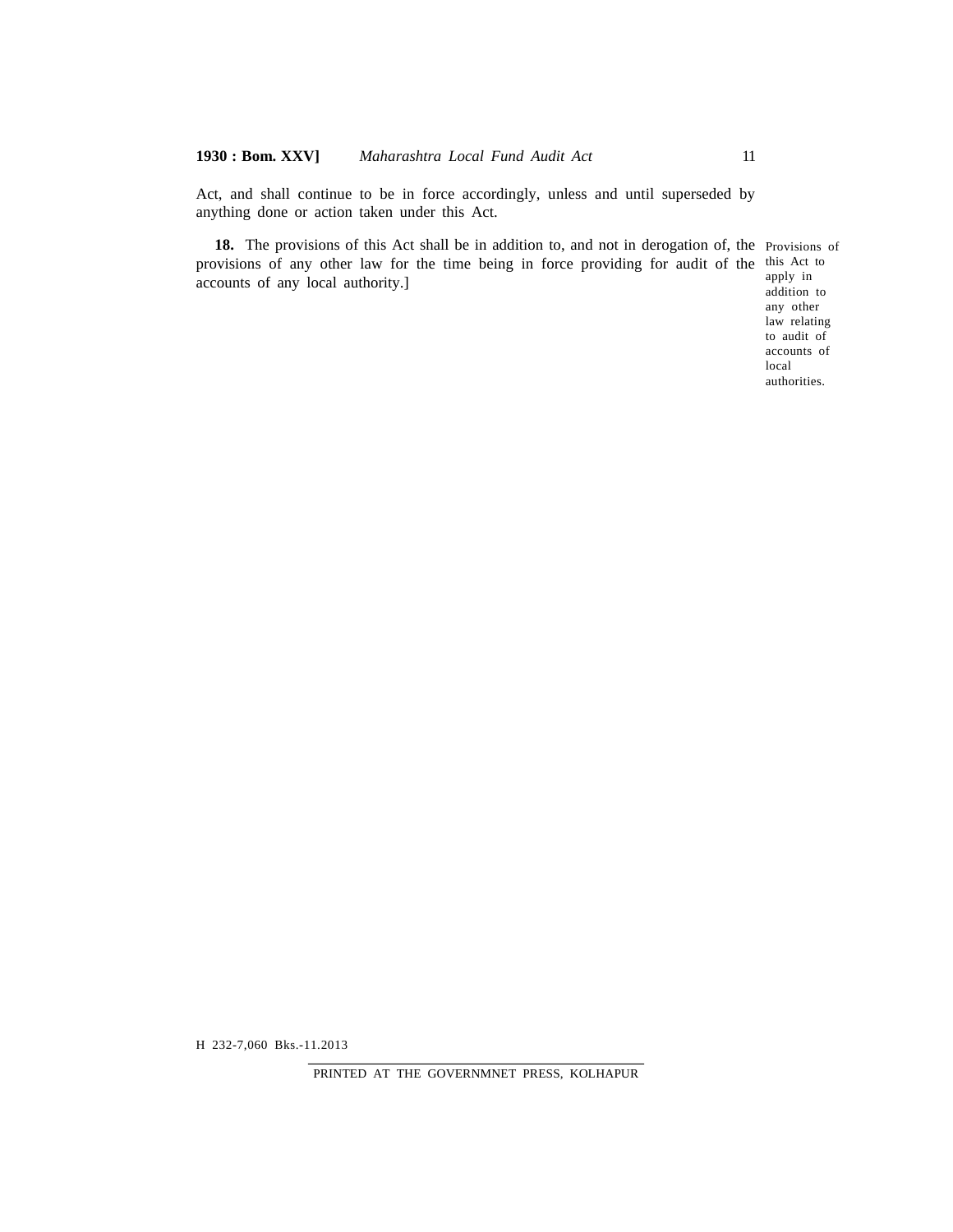Act, and shall continue to be in force accordingly, unless and until superseded by anything done or action taken under this Act.

Provisions of this Act to apply in addition to any other law relating to audit of accounts of local authorities.

**18.** The provisions of this Act shall be in addition to, and not in derogation of, the provisions of any other law for the time being in force providing for audit of the accounts of any local authority.]

H 232-7,060 Bks.-11.2013

PRINTED AT THE GOVERNMNET PRESS, KOLHAPUR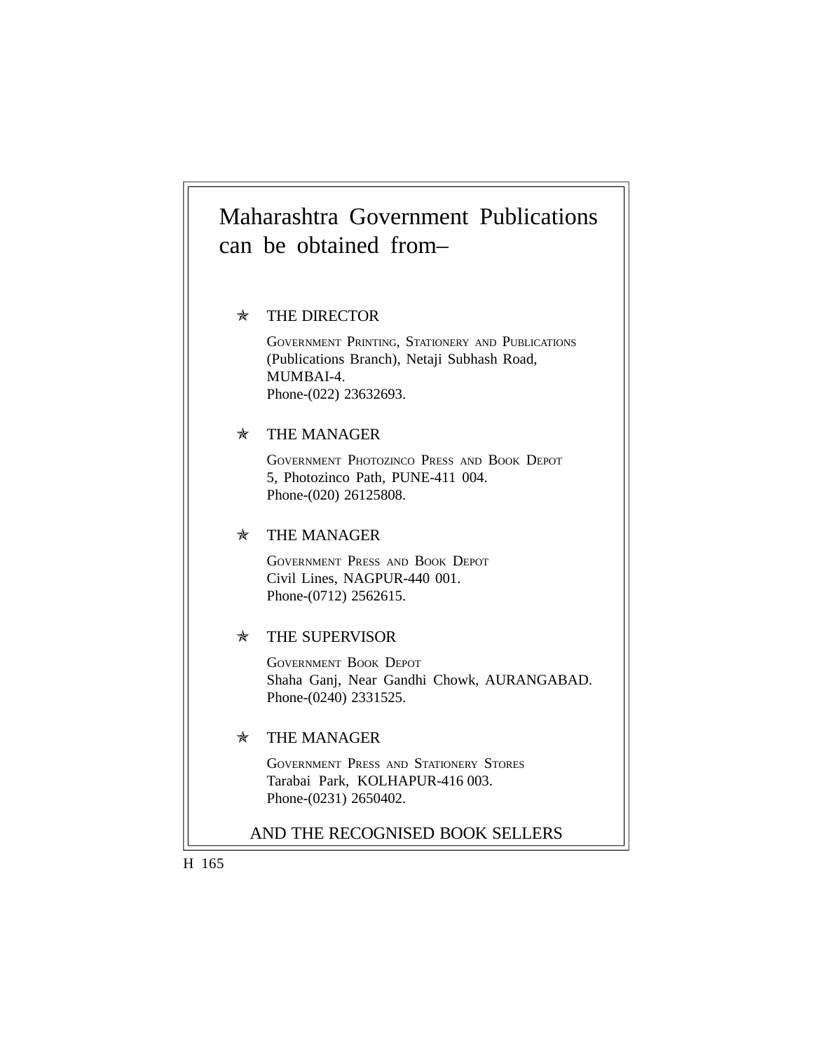# Maharashtra Government Publications can be obtained from–

- ✯ THE DIRECTOR

  GOVERNMENT PRINTING, STATIONERY AND PUBLICATIONS
  (Publications Branch), Netaji Subhash Road,
  MUMBAI-4.
  Phone-(022) 23632693.

- ✯ THE MANAGER

  GOVERNMENT PHOTOZINCO PRESS AND BOOK DEPOT
  5, Photozinco Path, PUNE-411 004.
  Phone-(020) 26125808.

- ✯ THE MANAGER

  GOVERNMENT PRESS AND BOOK DEPOT
  Civil Lines, NAGPUR-440 001.
  Phone-(0712) 2562615.

- ✯ THE SUPERVISOR

  GOVERNMENT BOOK DEPOT
  Shaha Ganj, Near Gandhi Chowk, AURANGABAD.
  Phone-(0240) 2331525.

- ✯ THE MANAGER

  GOVERNMENT PRESS AND STATIONERY STORES
  Tarabai Park, KOLHAPUR-416 003.
  Phone-(0231) 2650402.

AND THE RECOGNISED BOOK SELLERS

H 165